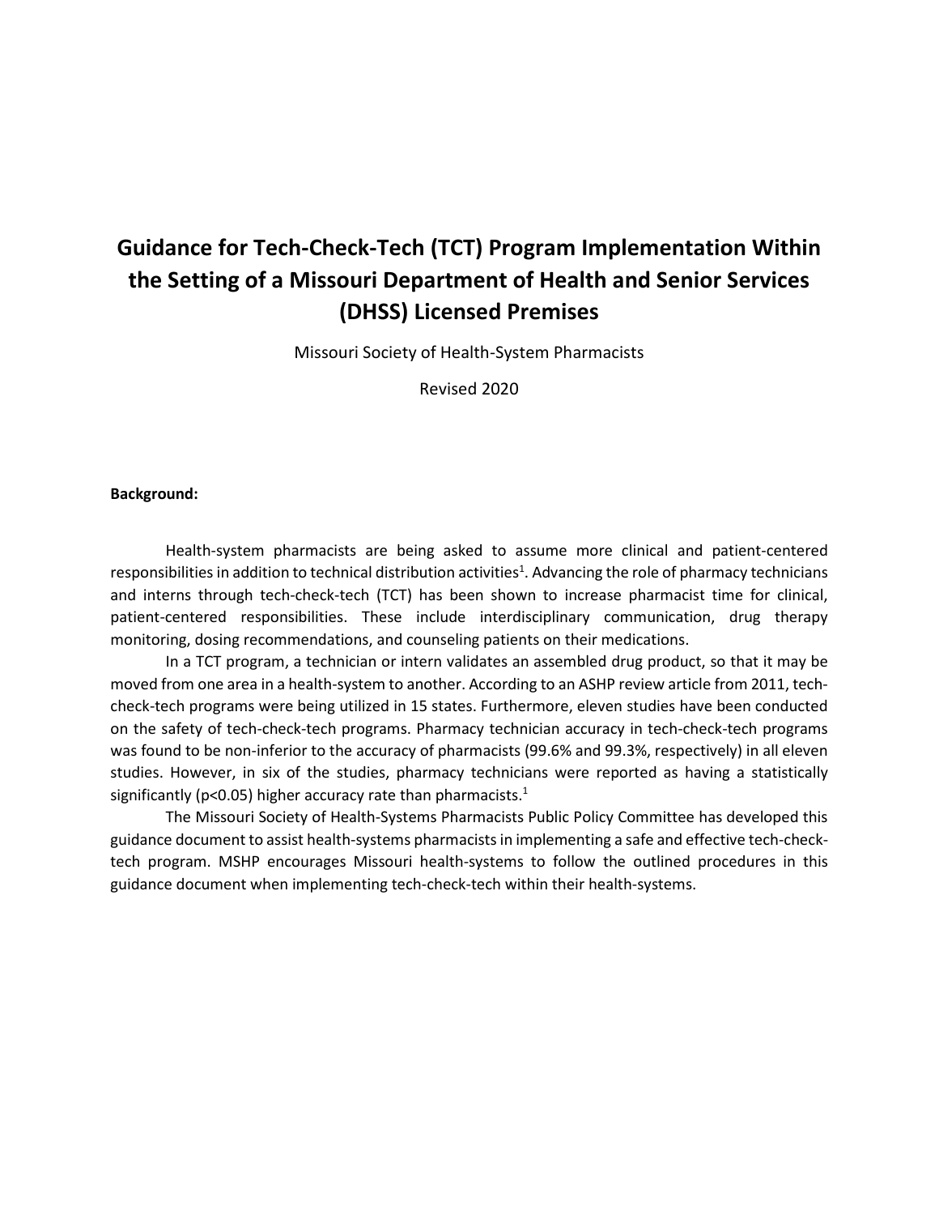# Guidance for Tech-Check-Tech (TCT) Program Implementation Within the Setting of a Missouri Department of Health and Senior Services (DHSS) Licensed Premises

Missouri Society of Health-System Pharmacists

Revised 2020

**Background:**

Health-system pharmacists are being asked to assume more clinical and patient-centered responsibilities in addition to technical distribution activities[1]. Advancing the role of pharmacy technicians and interns through tech-check-tech (TCT) has been shown to increase pharmacist time for clinical, patient-centered responsibilities. These include interdisciplinary communication, drug therapy monitoring, dosing recommendations, and counseling patients on their medications.

In a TCT program, a technician or intern validates an assembled drug product, so that it may be moved from one area in a health-system to another. According to an ASHP review article from 2011, tech-check-tech programs were being utilized in 15 states. Furthermore, eleven studies have been conducted on the safety of tech-check-tech programs. Pharmacy technician accuracy in tech-check-tech programs was found to be non-inferior to the accuracy of pharmacists (99.6% and 99.3%, respectively) in all eleven studies. However, in six of the studies, pharmacy technicians were reported as having a statistically significantly ($p<0.05$) higher accuracy rate than pharmacists.[1]

The Missouri Society of Health-Systems Pharmacists Public Policy Committee has developed this guidance document to assist health-systems pharmacists in implementing a safe and effective tech-check-tech program. MSHP encourages Missouri health-systems to follow the outlined procedures in this guidance document when implementing tech-check-tech within their health-systems.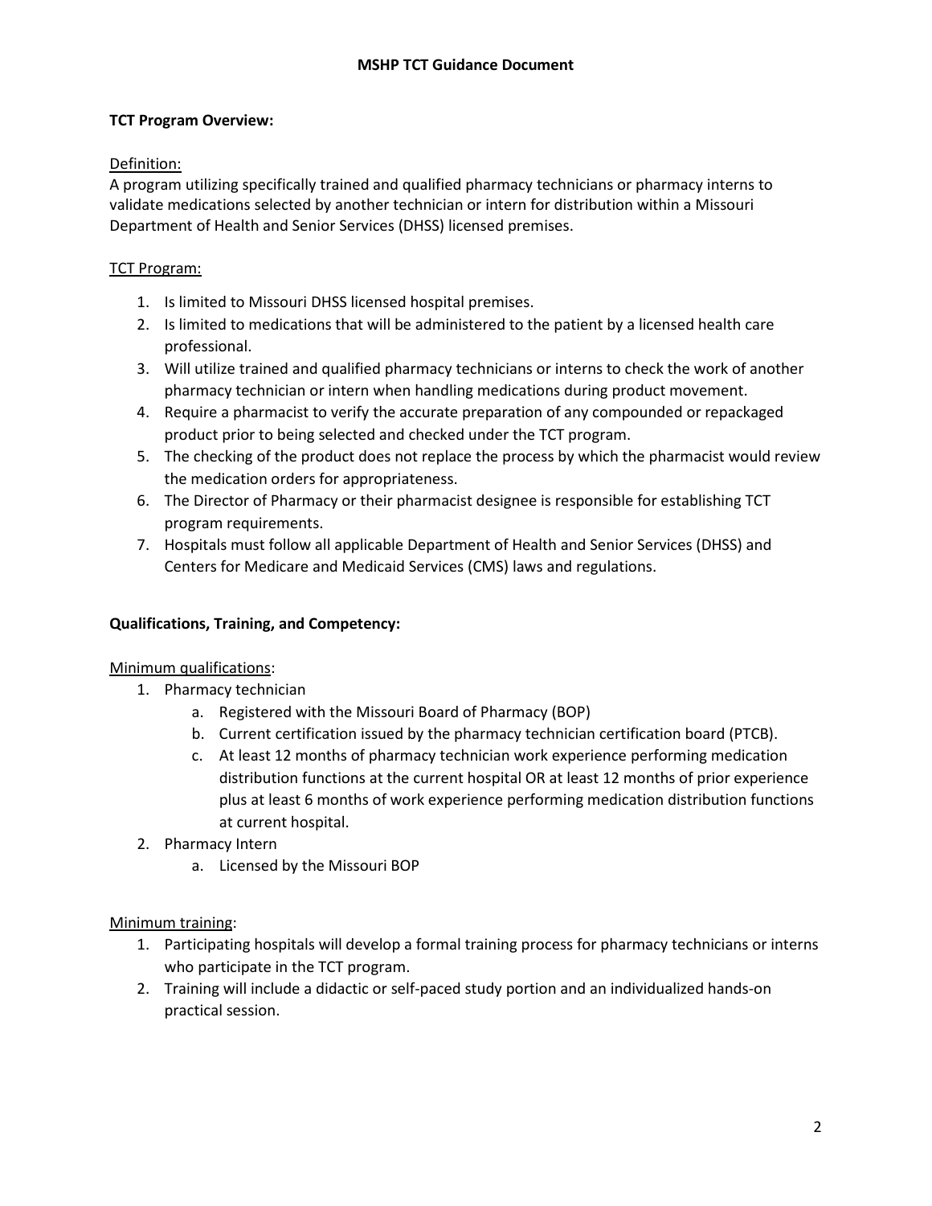## TCT Program Overview:

Definition:

A program utilizing specifically trained and qualified pharmacy technicians or pharmacy interns to validate medications selected by another technician or intern for distribution within a Missouri Department of Health and Senior Services (DHSS) licensed premises.

TCT Program:

1. Is limited to Missouri DHSS licensed hospital premises.
2. Is limited to medications that will be administered to the patient by a licensed health care professional.
3. Will utilize trained and qualified pharmacy technicians or interns to check the work of another pharmacy technician or intern when handling medications during product movement.
4. Require a pharmacist to verify the accurate preparation of any compounded or repackaged product prior to being selected and checked under the TCT program.
5. The checking of the product does not replace the process by which the pharmacist would review the medication orders for appropriateness.
6. The Director of Pharmacy or their pharmacist designee is responsible for establishing TCT program requirements.
7. Hospitals must follow all applicable Department of Health and Senior Services (DHSS) and Centers for Medicare and Medicaid Services (CMS) laws and regulations.

## Qualifications, Training, and Competency:

Minimum qualifications:

1. Pharmacy technician
   a. Registered with the Missouri Board of Pharmacy (BOP)
   b. Current certification issued by the pharmacy technician certification board (PTCB).
   c. At least 12 months of pharmacy technician work experience performing medication distribution functions at the current hospital OR at least 12 months of prior experience plus at least 6 months of work experience performing medication distribution functions at current hospital.
2. Pharmacy Intern
   a. Licensed by the Missouri BOP

Minimum training:

1. Participating hospitals will develop a formal training process for pharmacy technicians or interns who participate in the TCT program.
2. Training will include a didactic or self-paced study portion and an individualized hands-on practical session.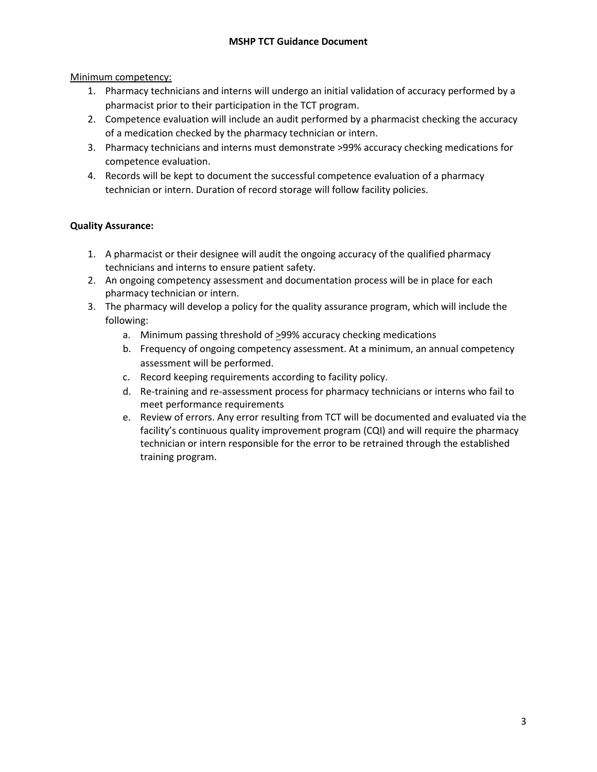Minimum competency:

1. Pharmacy technicians and interns will undergo an initial validation of accuracy performed by a pharmacist prior to their participation in the TCT program.
2. Competence evaluation will include an audit performed by a pharmacist checking the accuracy of a medication checked by the pharmacy technician or intern.
3. Pharmacy technicians and interns must demonstrate >99% accuracy checking medications for competence evaluation.
4. Records will be kept to document the successful competence evaluation of a pharmacy technician or intern. Duration of record storage will follow facility policies.

**Quality Assurance:**

1. A pharmacist or their designee will audit the ongoing accuracy of the qualified pharmacy technicians and interns to ensure patient safety.
2. An ongoing competency assessment and documentation process will be in place for each pharmacy technician or intern.
3. The pharmacy will develop a policy for the quality assurance program, which will include the following:
   a. Minimum passing threshold of ≥99% accuracy checking medications
   b. Frequency of ongoing competency assessment. At a minimum, an annual competency assessment will be performed.
   c. Record keeping requirements according to facility policy.
   d. Re-training and re-assessment process for pharmacy technicians or interns who fail to meet performance requirements
   e. Review of errors. Any error resulting from TCT will be documented and evaluated via the facility's continuous quality improvement program (CQI) and will require the pharmacy technician or intern responsible for the error to be retrained through the established training program.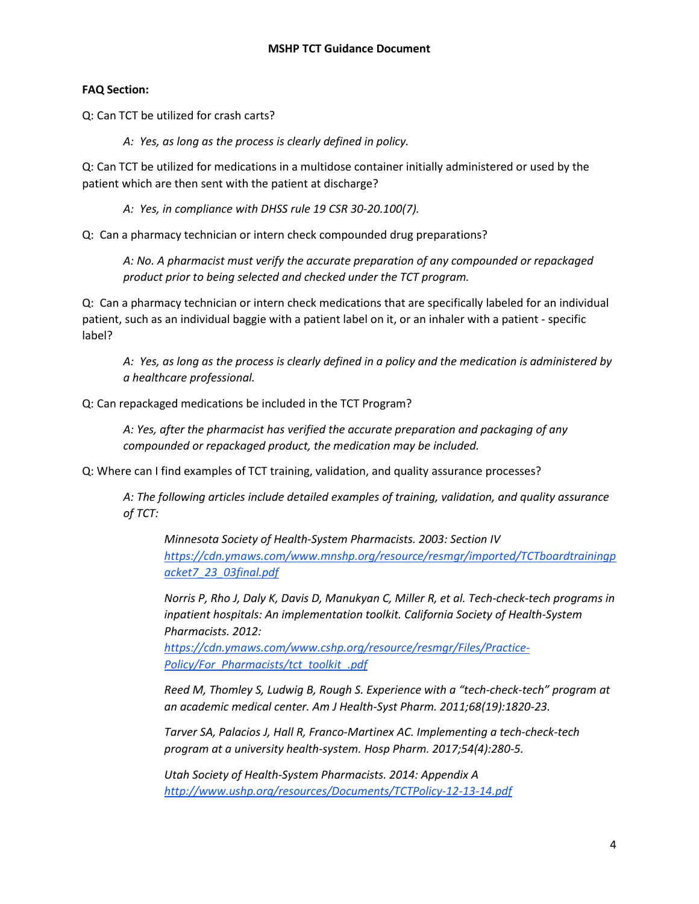**FAQ Section:**

Q: Can TCT be utilized for crash carts?

> *A: Yes, as long as the process is clearly defined in policy.*

Q: Can TCT be utilized for medications in a multidose container initially administered or used by the patient which are then sent with the patient at discharge?

> *A: Yes, in compliance with DHSS rule 19 CSR 30-20.100(7).*

Q: Can a pharmacy technician or intern check compounded drug preparations?

> *A: No. A pharmacist must verify the accurate preparation of any compounded or repackaged product prior to being selected and checked under the TCT program.*

Q: Can a pharmacy technician or intern check medications that are specifically labeled for an individual patient, such as an individual baggie with a patient label on it, or an inhaler with a patient - specific label?

> *A: Yes, as long as the process is clearly defined in a policy and the medication is administered by a healthcare professional.*

Q: Can repackaged medications be included in the TCT Program?

> *A: Yes, after the pharmacist has verified the accurate preparation and packaging of any compounded or repackaged product, the medication may be included.*

Q: Where can I find examples of TCT training, validation, and quality assurance processes?

> *A: The following articles include detailed examples of training, validation, and quality assurance of TCT:*
>
> *Minnesota Society of Health-System Pharmacists. 2003: Section IV* [https://cdn.ymaws.com/www.mnshp.org/resource/resmgr/imported/TCTboardtrainingpacket7_23_03final.pdf](https://cdn.ymaws.com/www.mnshp.org/resource/resmgr/imported/TCTboardtrainingpacket7_23_03final.pdf)
>
> *Norris P, Rho J, Daly K, Davis D, Manukyan C, Miller R, et al. Tech-check-tech programs in inpatient hospitals: An implementation toolkit. California Society of Health-System Pharmacists. 2012:* [https://cdn.ymaws.com/www.cshp.org/resource/resmgr/Files/Practice-Policy/For_Pharmacists/tct_toolkit_.pdf](https://cdn.ymaws.com/www.cshp.org/resource/resmgr/Files/Practice-Policy/For_Pharmacists/tct_toolkit_.pdf)
>
> *Reed M, Thomley S, Ludwig B, Rough S. Experience with a "tech-check-tech" program at an academic medical center. Am J Health-Syst Pharm. 2011;68(19):1820-23.*
>
> *Tarver SA, Palacios J, Hall R, Franco-Martinex AC. Implementing a tech-check-tech program at a university health-system. Hosp Pharm. 2017;54(4):280-5.*
>
> *Utah Society of Health-System Pharmacists. 2014: Appendix A* [http://www.ushp.org/resources/Documents/TCTPolicy-12-13-14.pdf](http://www.ushp.org/resources/Documents/TCTPolicy-12-13-14.pdf)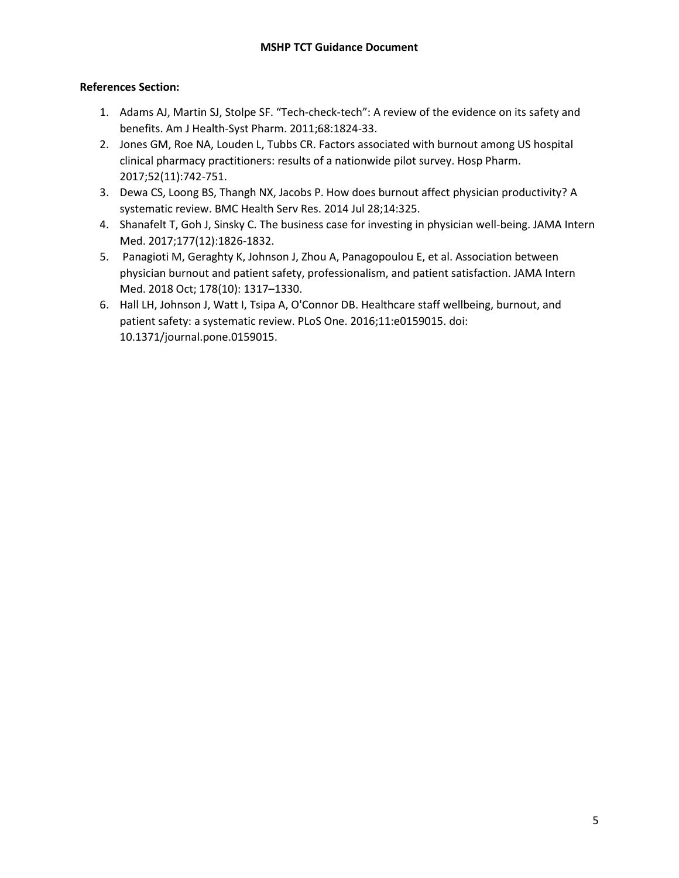**References Section:**

1. Adams AJ, Martin SJ, Stolpe SF. "Tech-check-tech": A review of the evidence on its safety and benefits. Am J Health-Syst Pharm. 2011;68:1824-33.
2. Jones GM, Roe NA, Louden L, Tubbs CR. Factors associated with burnout among US hospital clinical pharmacy practitioners: results of a nationwide pilot survey. Hosp Pharm. 2017;52(11):742-751.
3. Dewa CS, Loong BS, Thangh NX, Jacobs P. How does burnout affect physician productivity? A systematic review. BMC Health Serv Res. 2014 Jul 28;14:325.
4. Shanafelt T, Goh J, Sinsky C. The business case for investing in physician well-being. JAMA Intern Med. 2017;177(12):1826-1832.
5. Panagioti M, Geraghty K, Johnson J, Zhou A, Panagopoulou E, et al. Association between physician burnout and patient safety, professionalism, and patient satisfaction. JAMA Intern Med. 2018 Oct; 178(10): 1317–1330.
6. Hall LH, Johnson J, Watt I, Tsipa A, O'Connor DB. Healthcare staff wellbeing, burnout, and patient safety: a systematic review. PLoS One. 2016;11:e0159015. doi: 10.1371/journal.pone.0159015.